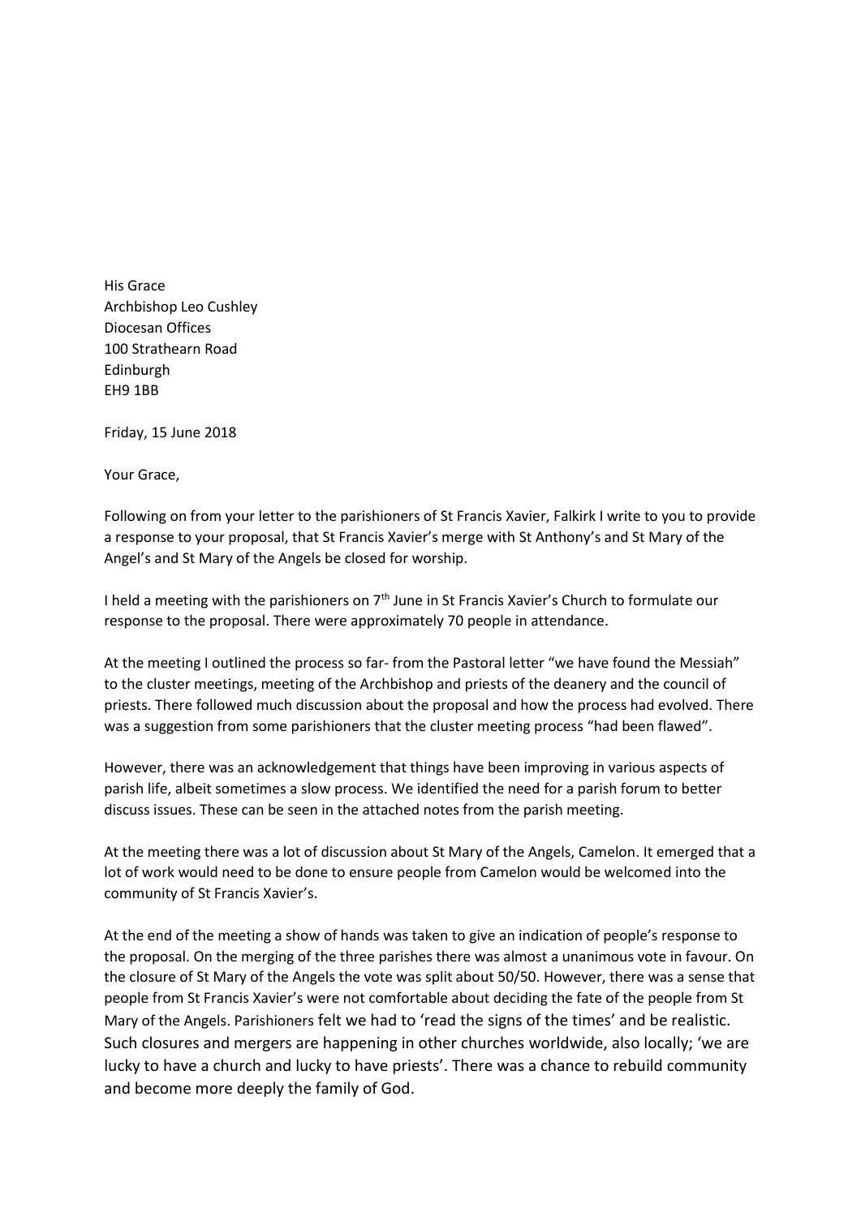His Grace
Archbishop Leo Cushley
Diocesan Offices
100 Strathearn Road
Edinburgh
EH9 1BB

Friday, 15 June 2018

Your Grace,

Following on from your letter to the parishioners of St Francis Xavier, Falkirk I write to you to provide a response to your proposal, that St Francis Xavier's merge with St Anthony's and St Mary of the Angel's and St Mary of the Angels be closed for worship.

I held a meeting with the parishioners on 7th June in St Francis Xavier's Church to formulate our response to the proposal. There were approximately 70 people in attendance.

At the meeting I outlined the process so far- from the Pastoral letter "we have found the Messiah" to the cluster meetings, meeting of the Archbishop and priests of the deanery and the council of priests. There followed much discussion about the proposal and how the process had evolved. There was a suggestion from some parishioners that the cluster meeting process "had been flawed".

However, there was an acknowledgement that things have been improving in various aspects of parish life, albeit sometimes a slow process. We identified the need for a parish forum to better discuss issues. These can be seen in the attached notes from the parish meeting.

At the meeting there was a lot of discussion about St Mary of the Angels, Camelon. It emerged that a lot of work would need to be done to ensure people from Camelon would be welcomed into the community of St Francis Xavier's.

At the end of the meeting a show of hands was taken to give an indication of people's response to the proposal. On the merging of the three parishes there was almost a unanimous vote in favour. On the closure of St Mary of the Angels the vote was split about 50/50. However, there was a sense that people from St Francis Xavier's were not comfortable about deciding the fate of the people from St Mary of the Angels. Parishioners felt we had to 'read the signs of the times' and be realistic. Such closures and mergers are happening in other churches worldwide, also locally; 'we are lucky to have a church and lucky to have priests'. There was a chance to rebuild community and become more deeply the family of God.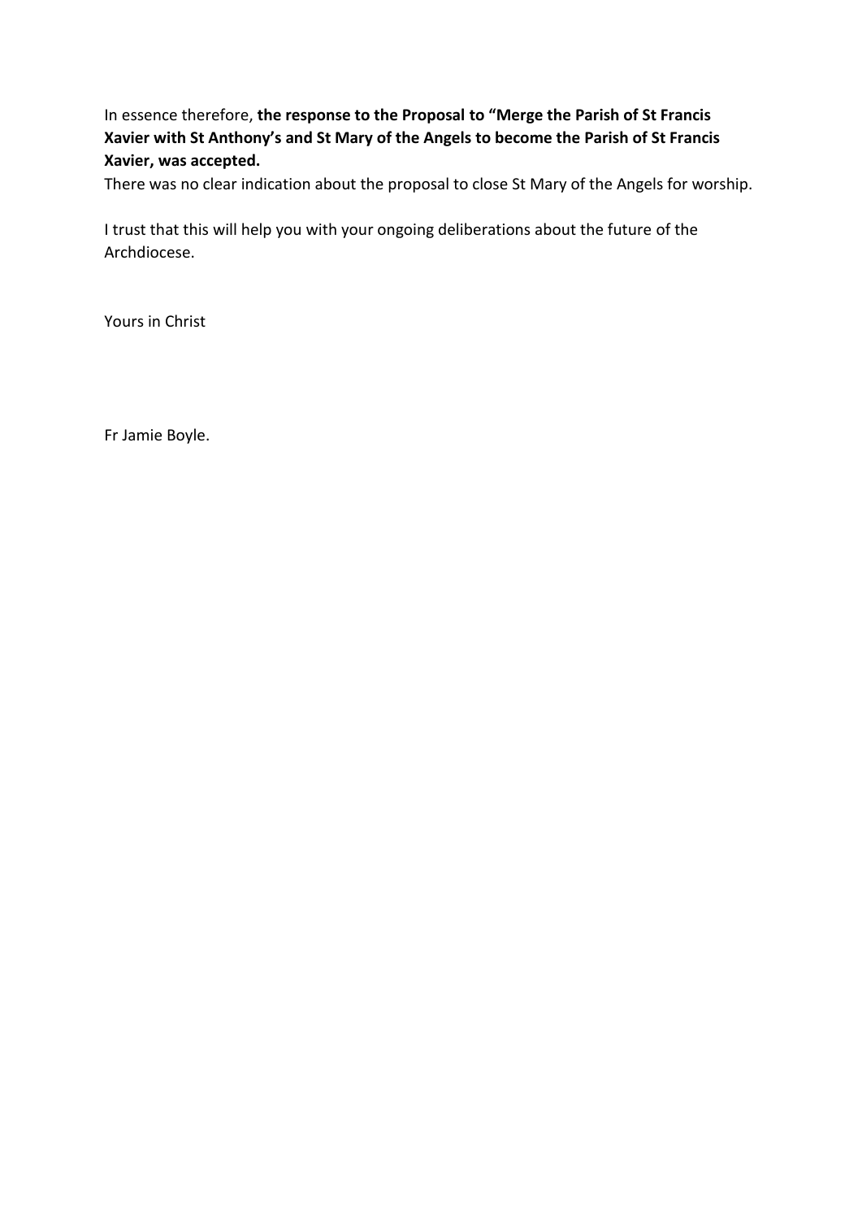In essence therefore, **the response to the Proposal to "Merge the Parish of St Francis Xavier with St Anthony's and St Mary of the Angels to become the Parish of St Francis Xavier, was accepted.**
There was no clear indication about the proposal to close St Mary of the Angels for worship.

I trust that this will help you with your ongoing deliberations about the future of the Archdiocese.

Yours in Christ

Fr Jamie Boyle.